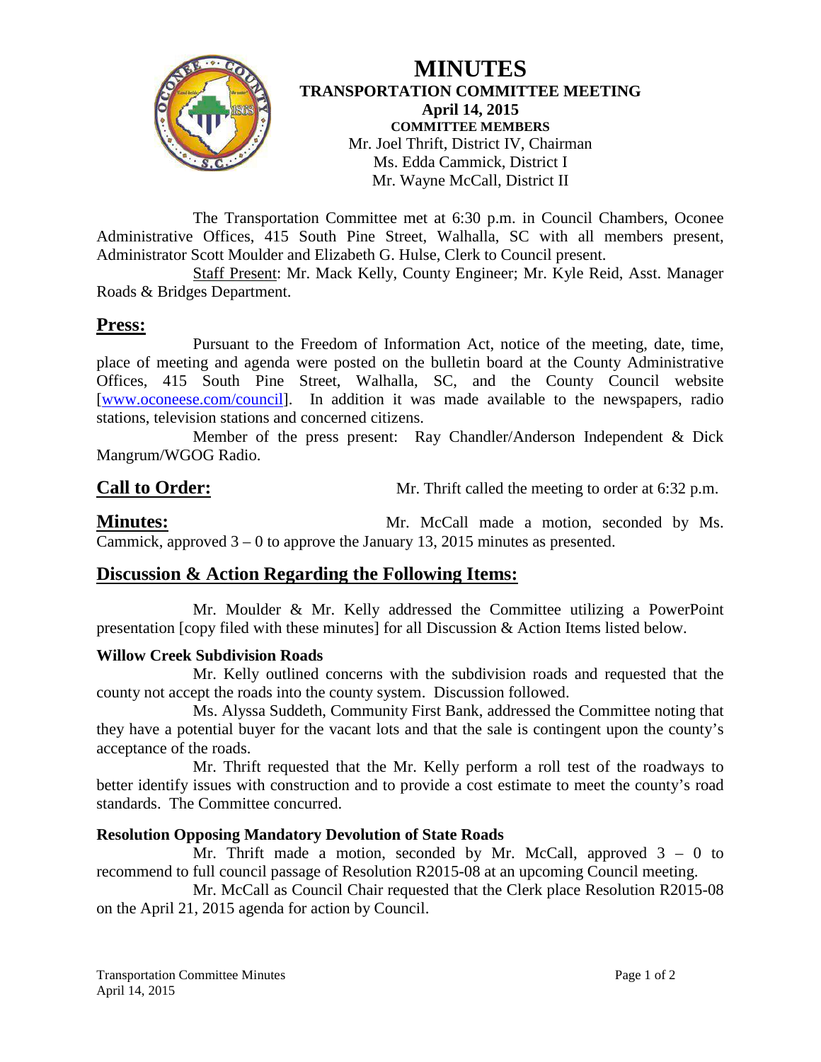# MINUTES

## TRANSPORTATION COMMITTEE MEETING

**April 14, 2015**

**COMMITTEE MEMBERS**

Mr. Joel Thrift, District IV, Chairman
Ms. Edda Cammick, District I
Mr. Wayne McCall, District II

The Transportation Committee met at 6:30 p.m. in Council Chambers, Oconee Administrative Offices, 415 South Pine Street, Walhalla, SC with all members present, Administrator Scott Moulder and Elizabeth G. Hulse, Clerk to Council present.

Staff Present: Mr. Mack Kelly, County Engineer; Mr. Kyle Reid, Asst. Manager Roads & Bridges Department.

## Press:

Pursuant to the Freedom of Information Act, notice of the meeting, date, time, place of meeting and agenda were posted on the bulletin board at the County Administrative Offices, 415 South Pine Street, Walhalla, SC, and the County Council website [www.oconeese.com/council]. In addition it was made available to the newspapers, radio stations, television stations and concerned citizens.

Member of the press present: Ray Chandler/Anderson Independent & Dick Mangrum/WGOG Radio.

## Call to Order:

Mr. Thrift called the meeting to order at 6:32 p.m.

## Minutes:

Mr. McCall made a motion, seconded by Ms. Cammick, approved 3 – 0 to approve the January 13, 2015 minutes as presented.

## Discussion & Action Regarding the Following Items:

Mr. Moulder & Mr. Kelly addressed the Committee utilizing a PowerPoint presentation [copy filed with these minutes] for all Discussion & Action Items listed below.

### Willow Creek Subdivision Roads

Mr. Kelly outlined concerns with the subdivision roads and requested that the county not accept the roads into the county system. Discussion followed.

Ms. Alyssa Suddeth, Community First Bank, addressed the Committee noting that they have a potential buyer for the vacant lots and that the sale is contingent upon the county's acceptance of the roads.

Mr. Thrift requested that the Mr. Kelly perform a roll test of the roadways to better identify issues with construction and to provide a cost estimate to meet the county's road standards. The Committee concurred.

### Resolution Opposing Mandatory Devolution of State Roads

Mr. Thrift made a motion, seconded by Mr. McCall, approved 3 – 0 to recommend to full council passage of Resolution R2015-08 at an upcoming Council meeting.

Mr. McCall as Council Chair requested that the Clerk place Resolution R2015-08 on the April 21, 2015 agenda for action by Council.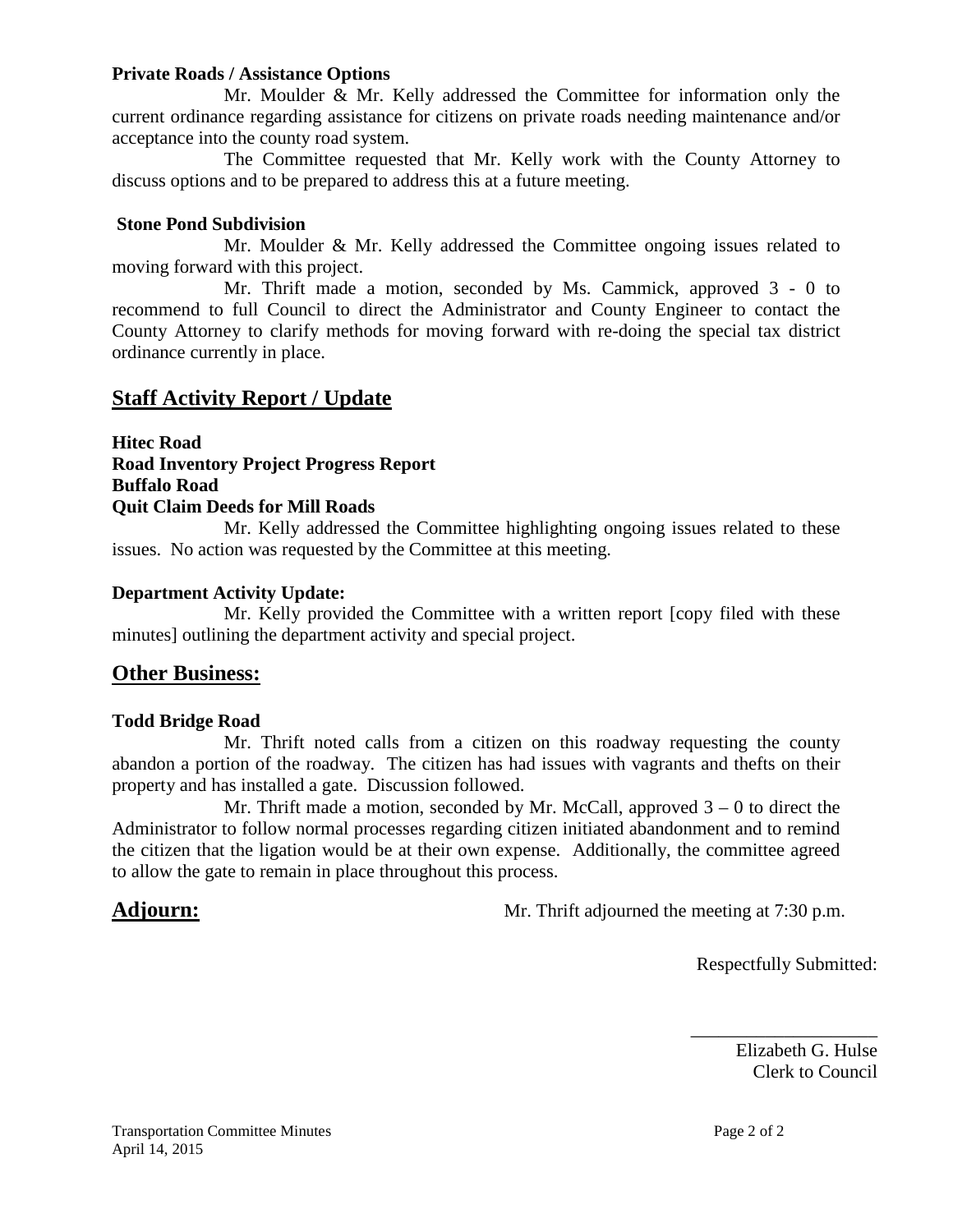**Private Roads / Assistance Options**

Mr. Moulder & Mr. Kelly addressed the Committee for information only the current ordinance regarding assistance for citizens on private roads needing maintenance and/or acceptance into the county road system.

The Committee requested that Mr. Kelly work with the County Attorney to discuss options and to be prepared to address this at a future meeting.

**Stone Pond Subdivision**

Mr. Moulder & Mr. Kelly addressed the Committee ongoing issues related to moving forward with this project.

Mr. Thrift made a motion, seconded by Ms. Cammick, approved 3 - 0 to recommend to full Council to direct the Administrator and County Engineer to contact the County Attorney to clarify methods for moving forward with re-doing the special tax district ordinance currently in place.

## Staff Activity Report / Update

**Hitec Road**
**Road Inventory Project Progress Report**
**Buffalo Road**
**Quit Claim Deeds for Mill Roads**

Mr. Kelly addressed the Committee highlighting ongoing issues related to these issues. No action was requested by the Committee at this meeting.

**Department Activity Update:**

Mr. Kelly provided the Committee with a written report [copy filed with these minutes] outlining the department activity and special project.

## Other Business:

**Todd Bridge Road**

Mr. Thrift noted calls from a citizen on this roadway requesting the county abandon a portion of the roadway. The citizen has had issues with vagrants and thefts on their property and has installed a gate. Discussion followed.

Mr. Thrift made a motion, seconded by Mr. McCall, approved 3 – 0 to direct the Administrator to follow normal processes regarding citizen initiated abandonment and to remind the citizen that the ligation would be at their own expense. Additionally, the committee agreed to allow the gate to remain in place throughout this process.

## Adjourn:

Mr. Thrift adjourned the meeting at 7:30 p.m.

Respectfully Submitted:

____________________

Elizabeth G. Hulse
Clerk to Council